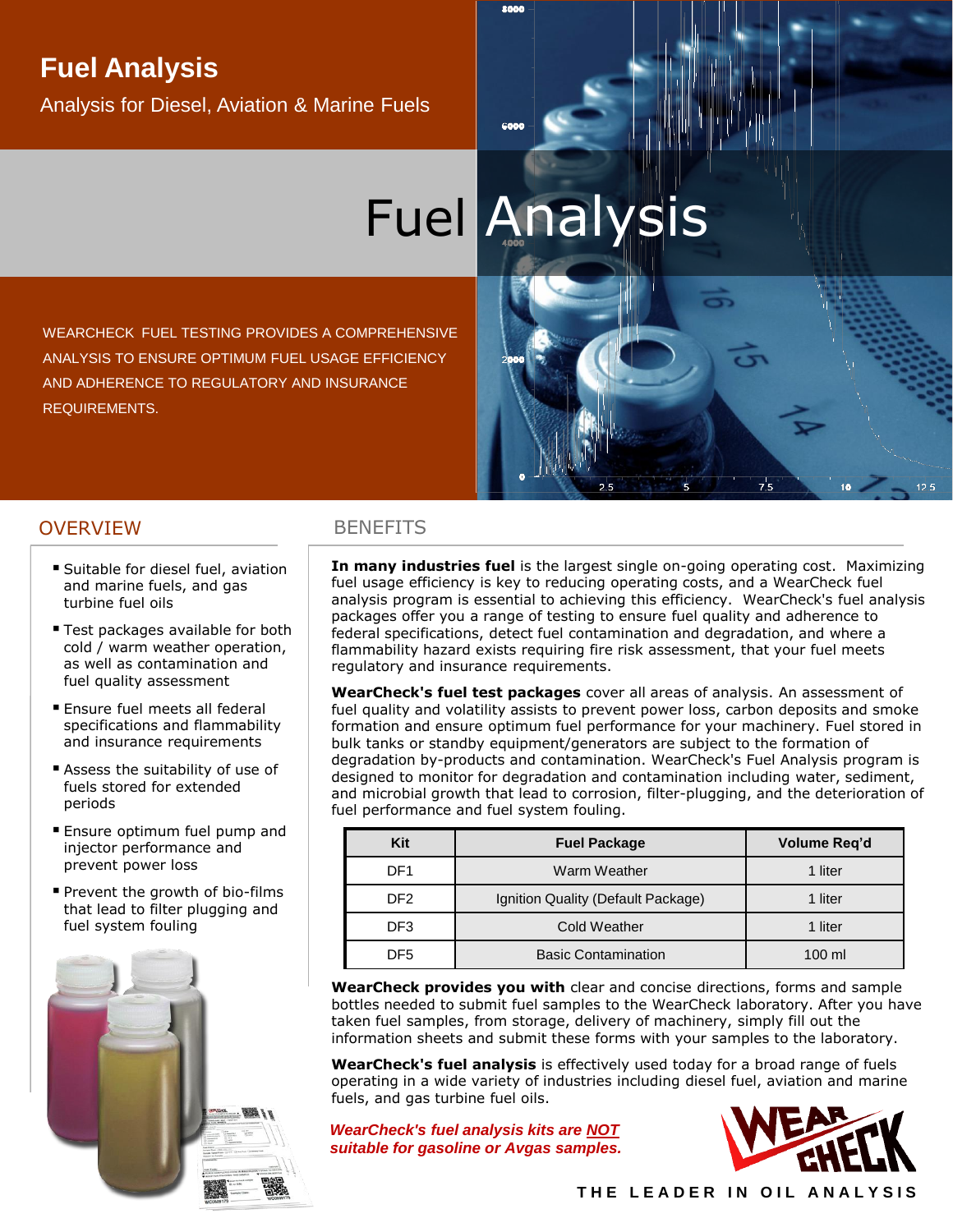# Fuel Analysis

Analysis for Diesel, Aviation & Marine Fuels

Fuel Analysis

WEARCHECK FUEL TESTING PROVIDES A COMPREHENSIVE ANALYSIS TO ENSURE OPTIMUM FUEL USAGE EFFICIENCY AND ADHERENCE TO REGULATORY AND INSURANCE REQUIREMENTS.

## OVERVIEW

- Suitable for diesel fuel, aviation and marine fuels, and gas turbine fuel oils
- Test packages available for both cold / warm weather operation, as well as contamination and fuel quality assessment
- Ensure fuel meets all federal specifications and flammability and insurance requirements
- Assess the suitability of use of fuels stored for extended periods
- Ensure optimum fuel pump and injector performance and prevent power loss
- Prevent the growth of bio-films that lead to filter plugging and fuel system fouling

## BENEFITS

**In many industries fuel** is the largest single on-going operating cost. Maximizing fuel usage efficiency is key to reducing operating costs, and a WearCheck fuel analysis program is essential to achieving this efficiency. WearCheck's fuel analysis packages offer you a range of testing to ensure fuel quality and adherence to federal specifications, detect fuel contamination and degradation, and where a flammability hazard exists requiring fire risk assessment, that your fuel meets regulatory and insurance requirements.

**WearCheck's fuel test packages** cover all areas of analysis. An assessment of fuel quality and volatility assists to prevent power loss, carbon deposits and smoke formation and ensure optimum fuel performance for your machinery. Fuel stored in bulk tanks or standby equipment/generators are subject to the formation of degradation by-products and contamination. WearCheck's Fuel Analysis program is designed to monitor for degradation and contamination including water, sediment, and microbial growth that lead to corrosion, filter-plugging, and the deterioration of fuel performance and fuel system fouling.

| Kit | Fuel Package | Volume Req'd |
|---|---|---|
| DF1 | Warm Weather | 1 liter |
| DF2 | Ignition Quality (Default Package) | 1 liter |
| DF3 | Cold Weather | 1 liter |
| DF5 | Basic Contamination | 100 ml |

**WearCheck provides you with** clear and concise directions, forms and sample bottles needed to submit fuel samples to the WearCheck laboratory. After you have taken fuel samples, from storage, delivery of machinery, simply fill out the information sheets and submit these forms with your samples to the laboratory.

**WearCheck's fuel analysis** is effectively used today for a broad range of fuels operating in a wide variety of industries including diesel fuel, aviation and marine fuels, and gas turbine fuel oils.

***WearCheck's fuel analysis kits are NOT suitable for gasoline or Avgas samples.***

WEARCHECK

THE LEADER IN OIL ANALYSIS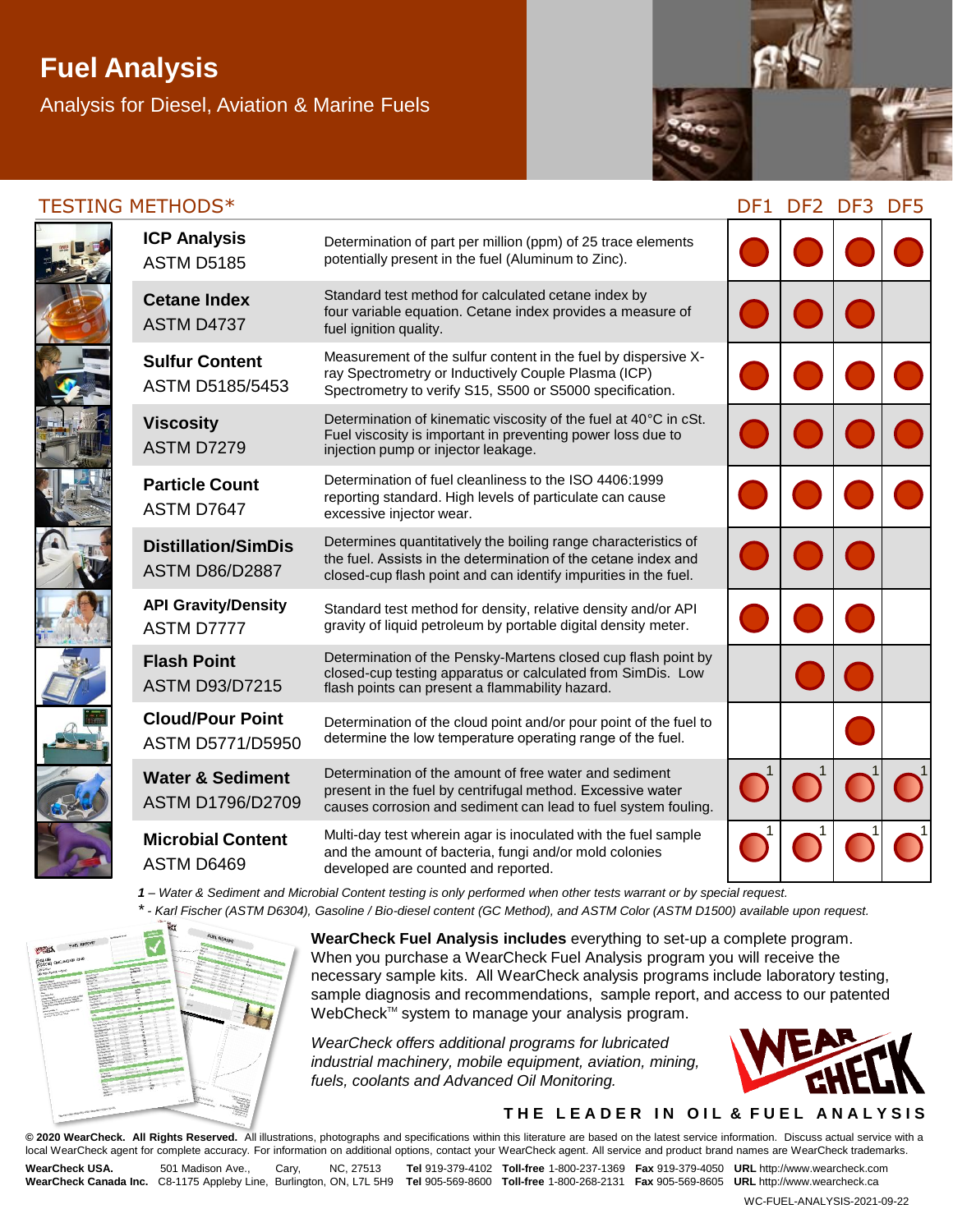# Fuel Analysis

## Analysis for Diesel, Aviation & Marine Fuels

## TESTING METHODS*

| Test | Description | DF1 | DF2 | DF3 | DF5 |
|---|---|---|---|---|---|
| **ICP Analysis** ASTM D5185 | Determination of part per million (ppm) of 25 trace elements potentially present in the fuel (Aluminum to Zinc). | ● | ● | ● | ● |
| **Cetane Index** ASTM D4737 | Standard test method for calculated cetane index by four variable equation. Cetane index provides a measure of fuel ignition quality. | ● | ● | ● | |
| **Sulfur Content** ASTM D5185/5453 | Measurement of the sulfur content in the fuel by dispersive X-ray Spectrometry or Inductively Couple Plasma (ICP) Spectrometry to verify S15, S500 or S5000 specification. | ● | ● | ● | ● |
| **Viscosity** ASTM D7279 | Determination of kinematic viscosity of the fuel at 40°C in cSt. Fuel viscosity is important in preventing power loss due to injection pump or injector leakage. | ● | ● | ● | ● |
| **Particle Count** ASTM D7647 | Determination of fuel cleanliness to the ISO 4406:1999 reporting standard. High levels of particulate can cause excessive injector wear. | ● | ● | ● | ● |
| **Distillation/SimDis** ASTM D86/D2887 | Determines quantitatively the boiling range characteristics of the fuel. Assists in the determination of the cetane index and closed-cup flash point and can identify impurities in the fuel. | ● | ● | ● | |
| **API Gravity/Density** ASTM D7777 | Standard test method for density, relative density and/or API gravity of liquid petroleum by portable digital density meter. | ● | ● | ● | |
| **Flash Point** ASTM D93/D7215 | Determination of the Pensky-Martens closed cup flash point by closed-cup testing apparatus or calculated from SimDis. Low flash points can present a flammability hazard. | | ● | ● | |
| **Cloud/Pour Point** ASTM D5771/D5950 | Determination of the cloud point and/or pour point of the fuel to determine the low temperature operating range of the fuel. | | | ● | |
| **Water & Sediment** ASTM D1796/D2709 | Determination of the amount of free water and sediment present in the fuel by centrifugal method. Excessive water causes corrosion and sediment can lead to fuel system fouling. | ●[1] | ●[1] | ●[1] | ●[1] |
| **Microbial Content** ASTM D6469 | Multi-day test wherein agar is inoculated with the fuel sample and the amount of bacteria, fungi and/or mold colonies developed are counted and reported. | ●[1] | ●[1] | ●[1] | ●[1] |

*1 – Water & Sediment and Microbial Content testing is only performed when other tests warrant or by special request.*

*\* - Karl Fischer (ASTM D6304), Gasoline / Bio-diesel content (GC Method), and ASTM Color (ASTM D1500) available upon request.*

**WearCheck Fuel Analysis includes** everything to set-up a complete program. When you purchase a WearCheck Fuel Analysis program you will receive the necessary sample kits. All WearCheck analysis programs include laboratory testing, sample diagnosis and recommendations, sample report, and access to our patented WebCheck™ system to manage your analysis program.

*WearCheck offers additional programs for lubricated industrial machinery, mobile equipment, aviation, mining, fuels, coolants and Advanced Oil Monitoring.*

**THE LEADER IN OIL & FUEL ANALYSIS**

**© 2020 WearCheck. All Rights Reserved.** All illustrations, photographs and specifications within this literature are based on the latest service information. Discuss actual service with a local WearCheck agent for complete accuracy. For information on additional options, contact your WearCheck agent. All service and product brand names are WearCheck trademarks.

**WearCheck USA.** 501 Madison Ave., Cary, NC, 27513 **Tel** 919-379-4102 **Toll-free** 1-800-237-1369 **Fax** 919-379-4050 **URL** http://www.wearcheck.com

**WearCheck Canada Inc.** C8-1175 Appleby Line, Burlington, ON, L7L 5H9 **Tel** 905-569-8600 **Toll-free** 1-800-268-2131 **Fax** 905-569-8605 **URL** http://www.wearcheck.ca

WC-FUEL-ANALYSIS-2021-09-22